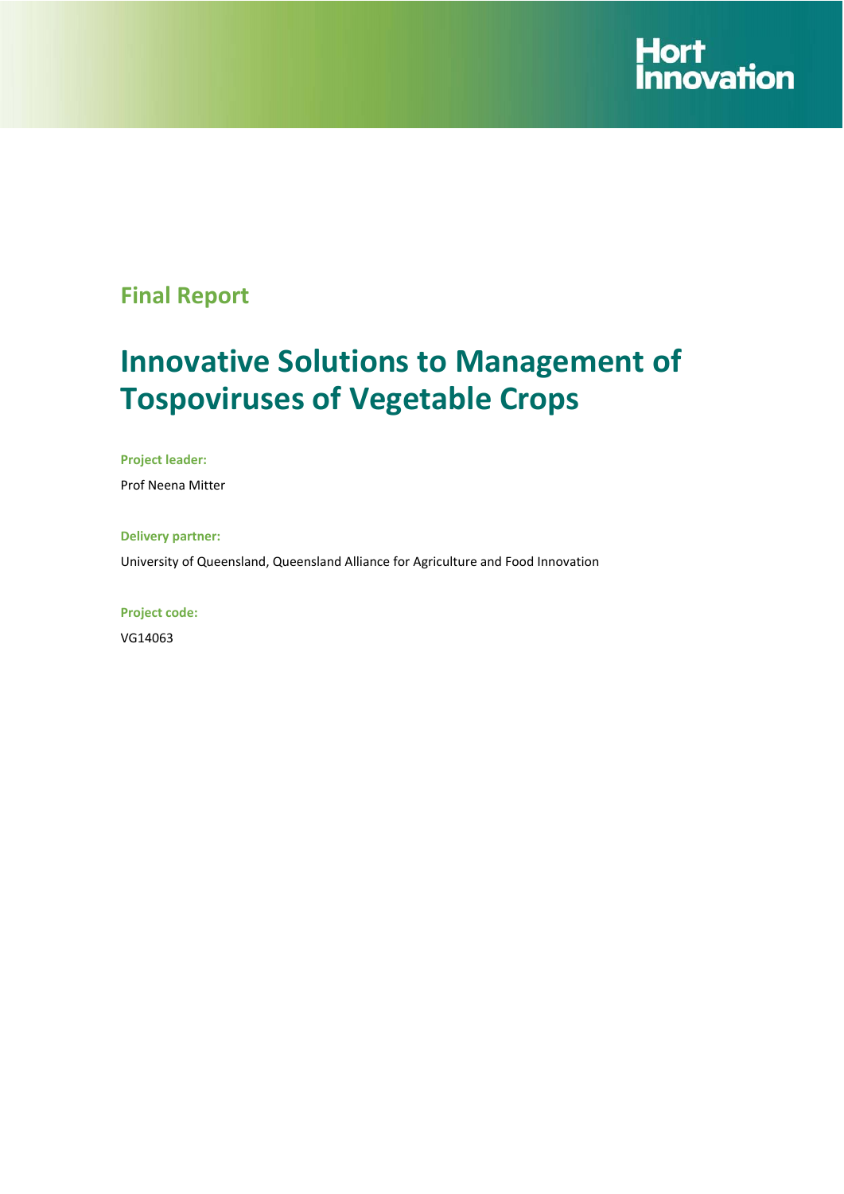Hort Innovation

## Final Report

# Innovative Solutions to Management of Tospoviruses of Vegetable Crops

**Project leader:**

Prof Neena Mitter

**Delivery partner:**

University of Queensland, Queensland Alliance for Agriculture and Food Innovation

**Project code:**

VG14063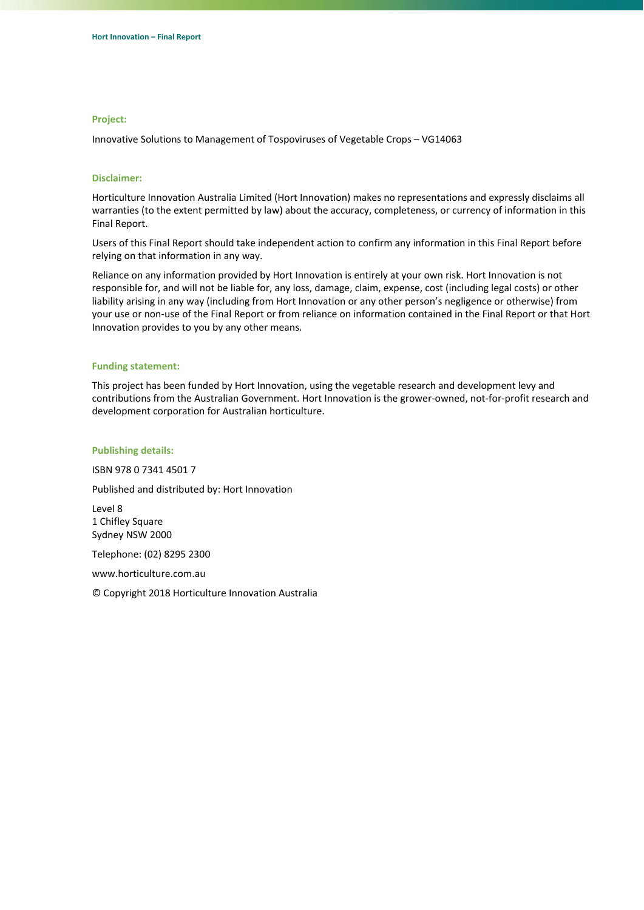**Project:**

Innovative Solutions to Management of Tospoviruses of Vegetable Crops – VG14063

**Disclaimer:**

Horticulture Innovation Australia Limited (Hort Innovation) makes no representations and expressly disclaims all warranties (to the extent permitted by law) about the accuracy, completeness, or currency of information in this Final Report.

Users of this Final Report should take independent action to confirm any information in this Final Report before relying on that information in any way.

Reliance on any information provided by Hort Innovation is entirely at your own risk. Hort Innovation is not responsible for, and will not be liable for, any loss, damage, claim, expense, cost (including legal costs) or other liability arising in any way (including from Hort Innovation or any other person's negligence or otherwise) from your use or non-use of the Final Report or from reliance on information contained in the Final Report or that Hort Innovation provides to you by any other means.

**Funding statement:**

This project has been funded by Hort Innovation, using the vegetable research and development levy and contributions from the Australian Government. Hort Innovation is the grower-owned, not-for-profit research and development corporation for Australian horticulture.

**Publishing details:**

ISBN 978 0 7341 4501 7

Published and distributed by: Hort Innovation

Level 8
1 Chifley Square
Sydney NSW 2000

Telephone: (02) 8295 2300

www.horticulture.com.au

© Copyright 2018 Horticulture Innovation Australia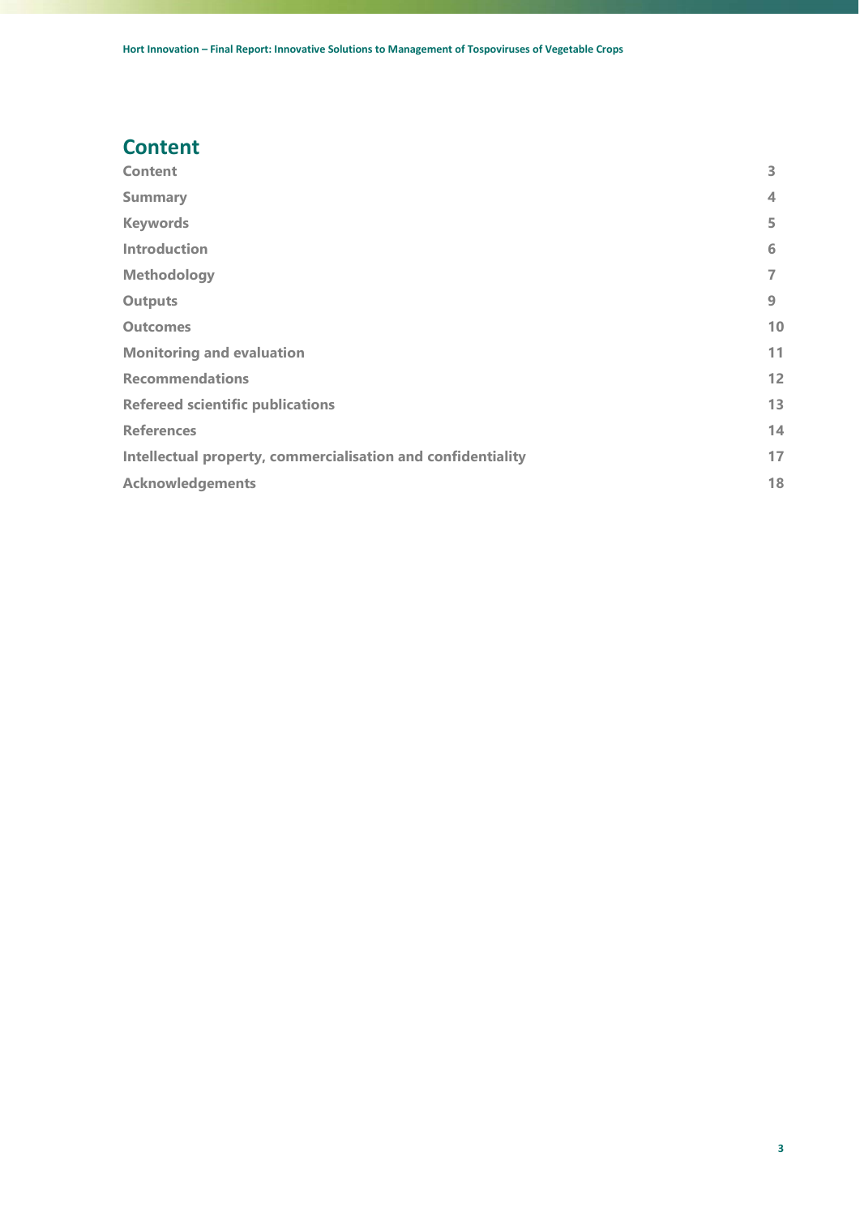## Content

| | |
|---|---|
| **Content** | **3** |
| **Summary** | **4** |
| **Keywords** | **5** |
| **Introduction** | **6** |
| **Methodology** | **7** |
| **Outputs** | **9** |
| **Outcomes** | **10** |
| **Monitoring and evaluation** | **11** |
| **Recommendations** | **12** |
| **Refereed scientific publications** | **13** |
| **References** | **14** |
| **Intellectual property, commercialisation and confidentiality** | **17** |
| **Acknowledgements** | **18** |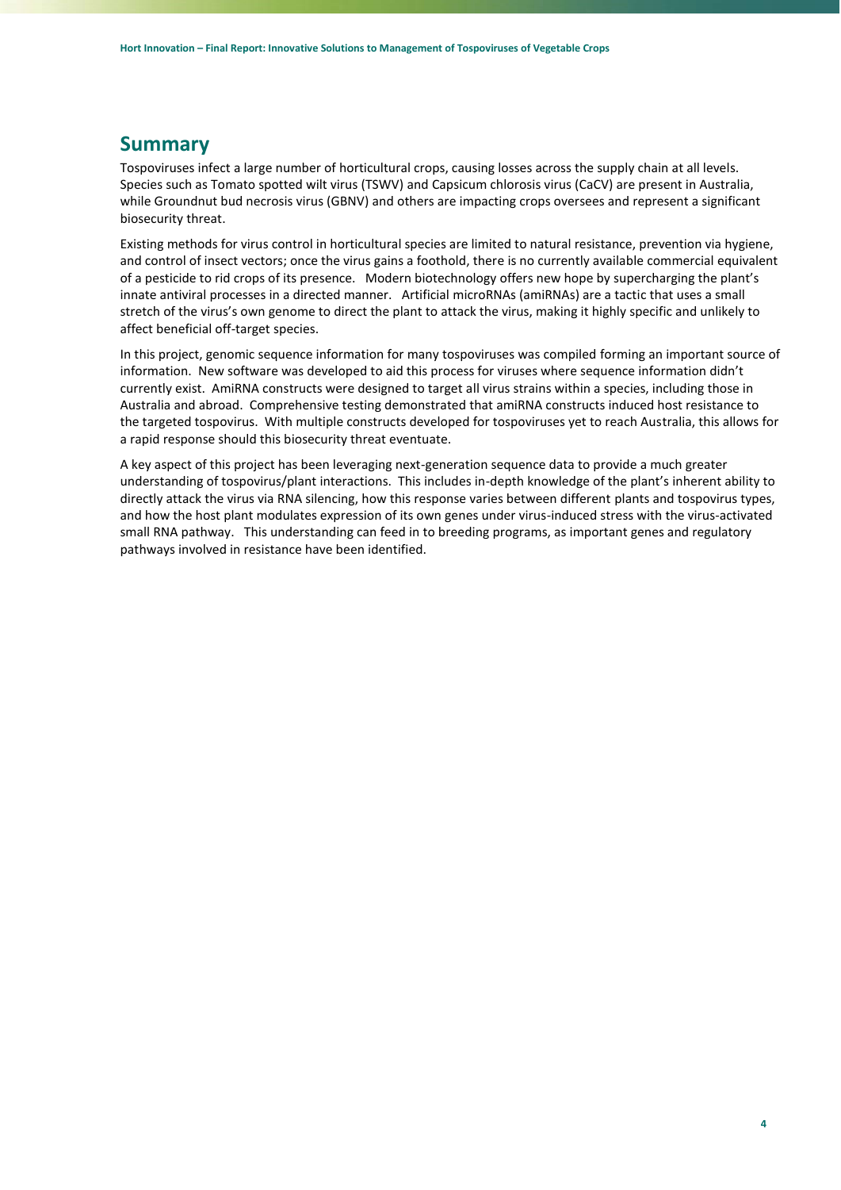## Summary

Tospoviruses infect a large number of horticultural crops, causing losses across the supply chain at all levels. Species such as Tomato spotted wilt virus (TSWV) and Capsicum chlorosis virus (CaCV) are present in Australia, while Groundnut bud necrosis virus (GBNV) and others are impacting crops oversees and represent a significant biosecurity threat.

Existing methods for virus control in horticultural species are limited to natural resistance, prevention via hygiene, and control of insect vectors; once the virus gains a foothold, there is no currently available commercial equivalent of a pesticide to rid crops of its presence. Modern biotechnology offers new hope by supercharging the plant's innate antiviral processes in a directed manner. Artificial microRNAs (amiRNAs) are a tactic that uses a small stretch of the virus's own genome to direct the plant to attack the virus, making it highly specific and unlikely to affect beneficial off-target species.

In this project, genomic sequence information for many tospoviruses was compiled forming an important source of information. New software was developed to aid this process for viruses where sequence information didn't currently exist. AmiRNA constructs were designed to target all virus strains within a species, including those in Australia and abroad. Comprehensive testing demonstrated that amiRNA constructs induced host resistance to the targeted tospovirus. With multiple constructs developed for tospoviruses yet to reach Australia, this allows for a rapid response should this biosecurity threat eventuate.

A key aspect of this project has been leveraging next-generation sequence data to provide a much greater understanding of tospovirus/plant interactions. This includes in-depth knowledge of the plant's inherent ability to directly attack the virus via RNA silencing, how this response varies between different plants and tospovirus types, and how the host plant modulates expression of its own genes under virus-induced stress with the virus-activated small RNA pathway. This understanding can feed in to breeding programs, as important genes and regulatory pathways involved in resistance have been identified.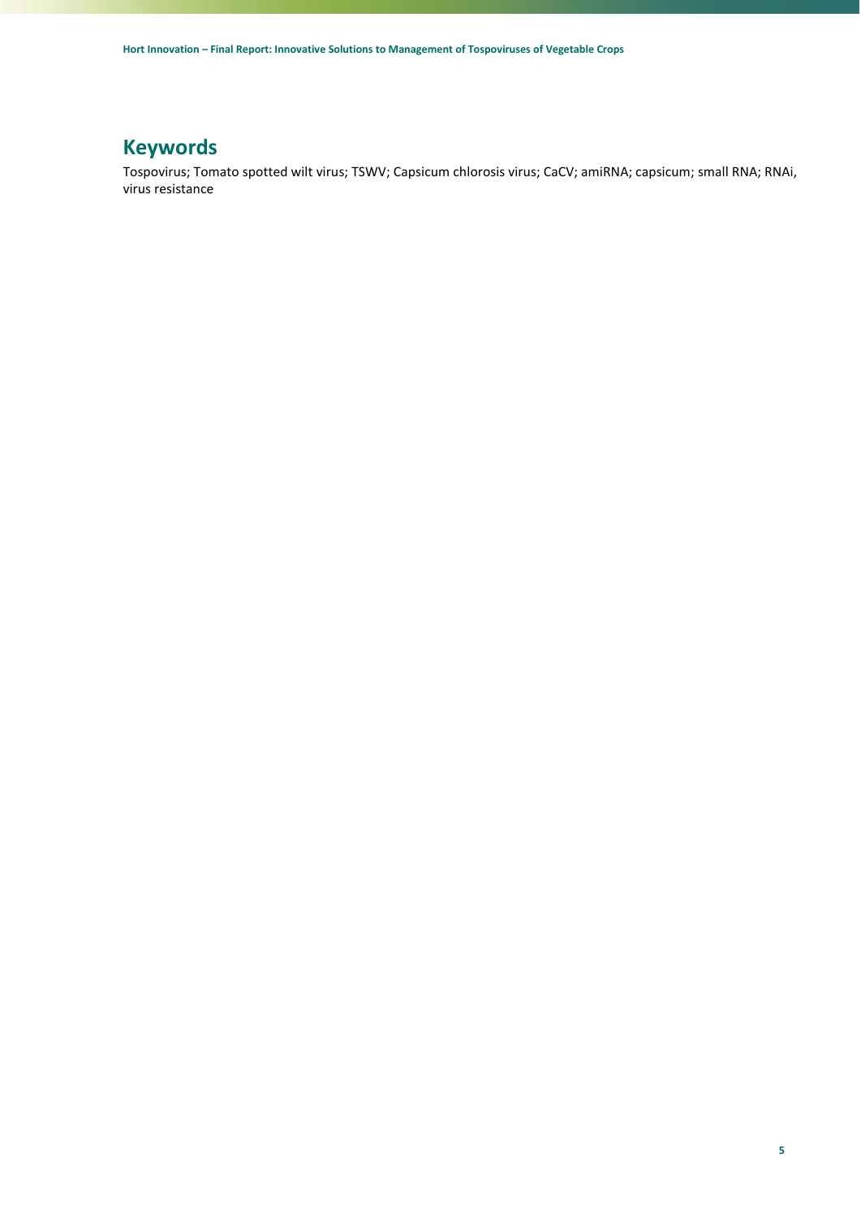## Keywords

Tospovirus; Tomato spotted wilt virus; TSWV; Capsicum chlorosis virus; CaCV; amiRNA; capsicum; small RNA; RNAi, virus resistance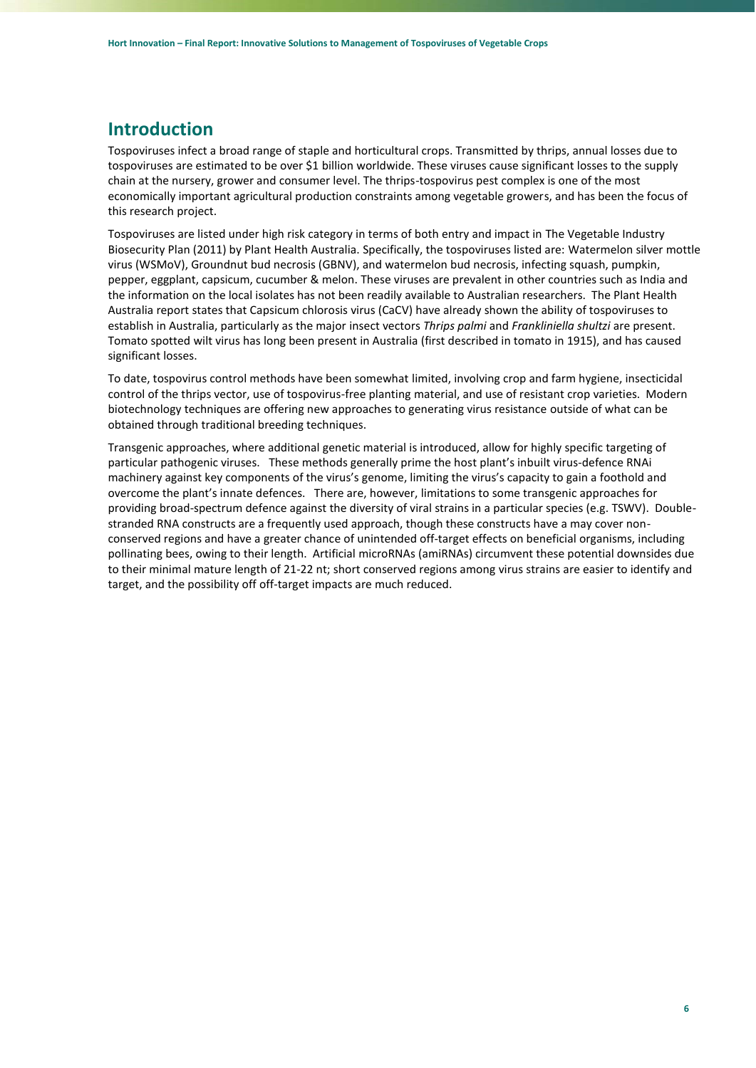# Introduction

Tospoviruses infect a broad range of staple and horticultural crops. Transmitted by thrips, annual losses due to tospoviruses are estimated to be over $1 billion worldwide. These viruses cause significant losses to the supply chain at the nursery, grower and consumer level. The thrips-tospovirus pest complex is one of the most economically important agricultural production constraints among vegetable growers, and has been the focus of this research project.

Tospoviruses are listed under high risk category in terms of both entry and impact in The Vegetable Industry Biosecurity Plan (2011) by Plant Health Australia. Specifically, the tospoviruses listed are: Watermelon silver mottle virus (WSMoV), Groundnut bud necrosis (GBNV), and watermelon bud necrosis, infecting squash, pumpkin, pepper, eggplant, capsicum, cucumber & melon. These viruses are prevalent in other countries such as India and the information on the local isolates has not been readily available to Australian researchers. The Plant Health Australia report states that Capsicum chlorosis virus (CaCV) have already shown the ability of tospoviruses to establish in Australia, particularly as the major insect vectors *Thrips palmi* and *Frankliniella shultzi* are present. Tomato spotted wilt virus has long been present in Australia (first described in tomato in 1915), and has caused significant losses.

To date, tospovirus control methods have been somewhat limited, involving crop and farm hygiene, insecticidal control of the thrips vector, use of tospovirus-free planting material, and use of resistant crop varieties. Modern biotechnology techniques are offering new approaches to generating virus resistance outside of what can be obtained through traditional breeding techniques.

Transgenic approaches, where additional genetic material is introduced, allow for highly specific targeting of particular pathogenic viruses. These methods generally prime the host plant's inbuilt virus-defence RNAi machinery against key components of the virus's genome, limiting the virus's capacity to gain a foothold and overcome the plant's innate defences. There are, however, limitations to some transgenic approaches for providing broad-spectrum defence against the diversity of viral strains in a particular species (e.g. TSWV). Double-stranded RNA constructs are a frequently used approach, though these constructs have a may cover non-conserved regions and have a greater chance of unintended off-target effects on beneficial organisms, including pollinating bees, owing to their length. Artificial microRNAs (amiRNAs) circumvent these potential downsides due to their minimal mature length of 21-22 nt; short conserved regions among virus strains are easier to identify and target, and the possibility off off-target impacts are much reduced.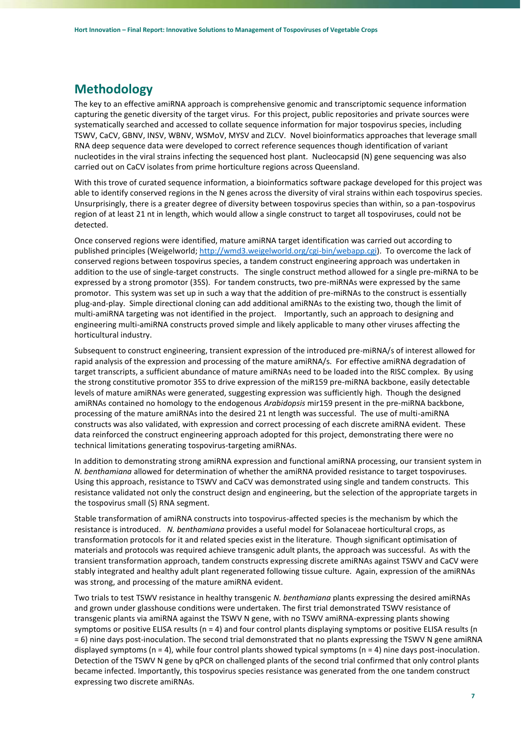## Methodology

The key to an effective amiRNA approach is comprehensive genomic and transcriptomic sequence information capturing the genetic diversity of the target virus. For this project, public repositories and private sources were systematically searched and accessed to collate sequence information for major tospovirus species, including TSWV, CaCV, GBNV, INSV, WBNV, WSMoV, MYSV and ZLCV. Novel bioinformatics approaches that leverage small RNA deep sequence data were developed to correct reference sequences though identification of variant nucleotides in the viral strains infecting the sequenced host plant. Nucleocapsid (N) gene sequencing was also carried out on CaCV isolates from prime horticulture regions across Queensland.

With this trove of curated sequence information, a bioinformatics software package developed for this project was able to identify conserved regions in the N genes across the diversity of viral strains within each tospovirus species. Unsurprisingly, there is a greater degree of diversity between tospovirus species than within, so a pan-tospovirus region of at least 21 nt in length, which would allow a single construct to target all tospoviruses, could not be detected.

Once conserved regions were identified, mature amiRNA target identification was carried out according to published principles (Weigelworld; http://wmd3.weigelworld.org/cgi-bin/webapp.cgi). To overcome the lack of conserved regions between tospovirus species, a tandem construct engineering approach was undertaken in addition to the use of single-target constructs. The single construct method allowed for a single pre-miRNA to be expressed by a strong promotor (35S). For tandem constructs, two pre-miRNAs were expressed by the same promotor. This system was set up in such a way that the addition of pre-miRNAs to the construct is essentially plug-and-play. Simple directional cloning can add additional amiRNAs to the existing two, though the limit of multi-amiRNA targeting was not identified in the project. Importantly, such an approach to designing and engineering multi-amiRNA constructs proved simple and likely applicable to many other viruses affecting the horticultural industry.

Subsequent to construct engineering, transient expression of the introduced pre-miRNA/s of interest allowed for rapid analysis of the expression and processing of the mature amiRNA/s. For effective amiRNA degradation of target transcripts, a sufficient abundance of mature amiRNAs need to be loaded into the RISC complex. By using the strong constitutive promotor 35S to drive expression of the miR159 pre-miRNA backbone, easily detectable levels of mature amiRNAs were generated, suggesting expression was sufficiently high. Though the designed amiRNAs contained no homology to the endogenous *Arabidopsis* mir159 present in the pre-miRNA backbone, processing of the mature amiRNAs into the desired 21 nt length was successful. The use of multi-amiRNA constructs was also validated, with expression and correct processing of each discrete amiRNA evident. These data reinforced the construct engineering approach adopted for this project, demonstrating there were no technical limitations generating tospovirus-targeting amiRNAs.

In addition to demonstrating strong amiRNA expression and functional amiRNA processing, our transient system in *N. benthamiana* allowed for determination of whether the amiRNA provided resistance to target tospoviruses. Using this approach, resistance to TSWV and CaCV was demonstrated using single and tandem constructs. This resistance validated not only the construct design and engineering, but the selection of the appropriate targets in the tospovirus small (S) RNA segment.

Stable transformation of amiRNA constructs into tospovirus-affected species is the mechanism by which the resistance is introduced. *N. benthamiana* provides a useful model for Solanaceae horticultural crops, as transformation protocols for it and related species exist in the literature. Though significant optimisation of materials and protocols was required achieve transgenic adult plants, the approach was successful. As with the transient transformation approach, tandem constructs expressing discrete amiRNAs against TSWV and CaCV were stably integrated and healthy adult plant regenerated following tissue culture. Again, expression of the amiRNAs was strong, and processing of the mature amiRNA evident.

Two trials to test TSWV resistance in healthy transgenic *N. benthamiana* plants expressing the desired amiRNAs and grown under glasshouse conditions were undertaken. The first trial demonstrated TSWV resistance of transgenic plants via amiRNA against the TSWV N gene, with no TSWV amiRNA-expressing plants showing symptoms or positive ELISA results ($n = 4$) and four control plants displaying symptoms or positive ELISA results ($n = 6$) nine days post-inoculation. The second trial demonstrated that no plants expressing the TSWV N gene amiRNA displayed symptoms ($n = 4$), while four control plants showed typical symptoms ($n = 4$) nine days post-inoculation. Detection of the TSWV N gene by qPCR on challenged plants of the second trial confirmed that only control plants became infected. Importantly, this tospovirus species resistance was generated from the one tandem construct expressing two discrete amiRNAs.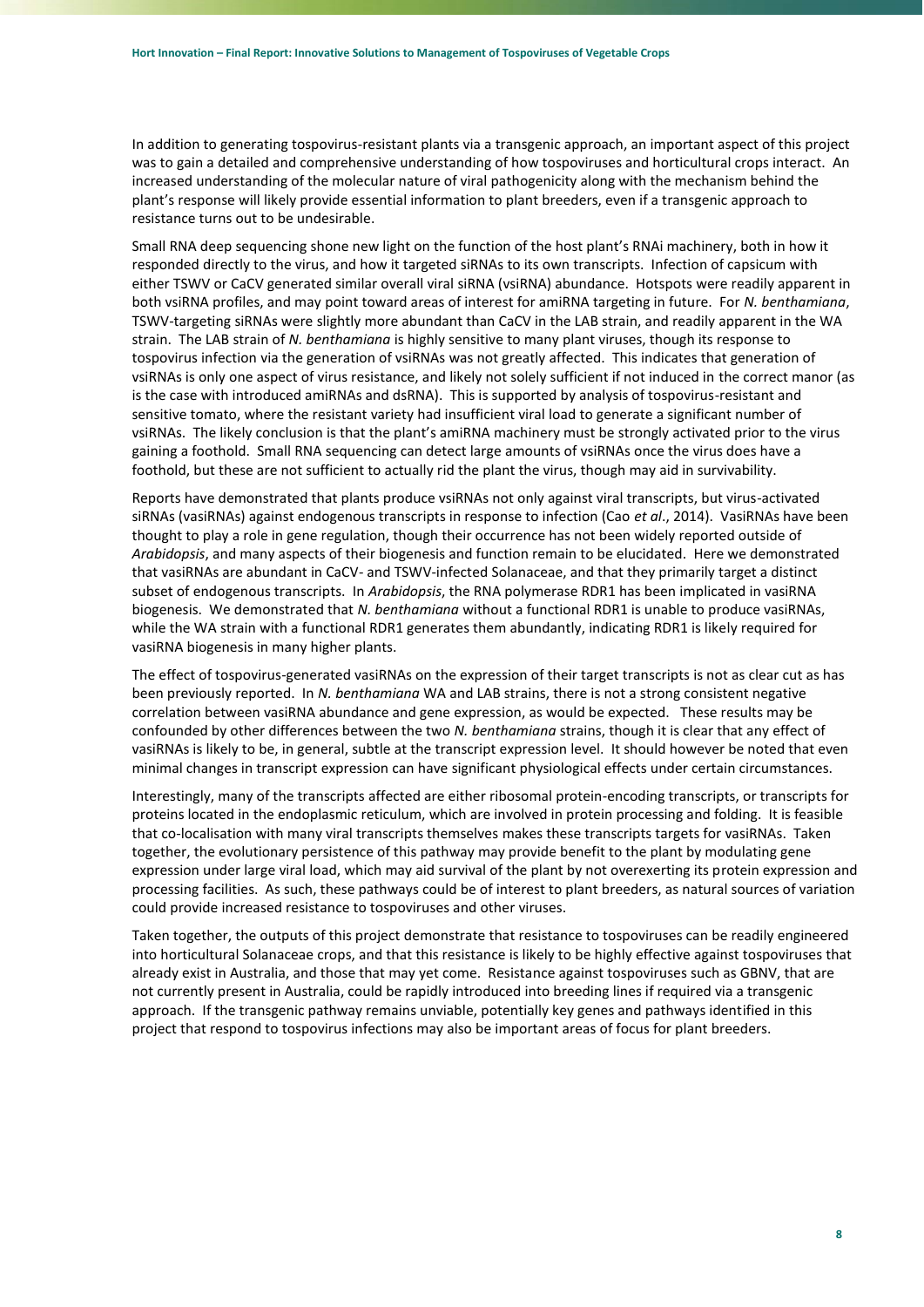In addition to generating tospovirus-resistant plants via a transgenic approach, an important aspect of this project was to gain a detailed and comprehensive understanding of how tospoviruses and horticultural crops interact. An increased understanding of the molecular nature of viral pathogenicity along with the mechanism behind the plant's response will likely provide essential information to plant breeders, even if a transgenic approach to resistance turns out to be undesirable.

Small RNA deep sequencing shone new light on the function of the host plant's RNAi machinery, both in how it responded directly to the virus, and how it targeted siRNAs to its own transcripts. Infection of capsicum with either TSWV or CaCV generated similar overall viral siRNA (vsiRNA) abundance. Hotspots were readily apparent in both vsiRNA profiles, and may point toward areas of interest for amiRNA targeting in future. For *N. benthamiana*, TSWV-targeting siRNAs were slightly more abundant than CaCV in the LAB strain, and readily apparent in the WA strain. The LAB strain of *N. benthamiana* is highly sensitive to many plant viruses, though its response to tospovirus infection via the generation of vsiRNAs was not greatly affected. This indicates that generation of vsiRNAs is only one aspect of virus resistance, and likely not solely sufficient if not induced in the correct manor (as is the case with introduced amiRNAs and dsRNA). This is supported by analysis of tospovirus-resistant and sensitive tomato, where the resistant variety had insufficient viral load to generate a significant number of vsiRNAs. The likely conclusion is that the plant's amiRNA machinery must be strongly activated prior to the virus gaining a foothold. Small RNA sequencing can detect large amounts of vsiRNAs once the virus does have a foothold, but these are not sufficient to actually rid the plant the virus, though may aid in survivability.

Reports have demonstrated that plants produce vsiRNAs not only against viral transcripts, but virus-activated siRNAs (vasiRNAs) against endogenous transcripts in response to infection (Cao *et al*., 2014). VasiRNAs have been thought to play a role in gene regulation, though their occurrence has not been widely reported outside of *Arabidopsis*, and many aspects of their biogenesis and function remain to be elucidated. Here we demonstrated that vasiRNAs are abundant in CaCV- and TSWV-infected Solanaceae, and that they primarily target a distinct subset of endogenous transcripts. In *Arabidopsis*, the RNA polymerase RDR1 has been implicated in vasiRNA biogenesis. We demonstrated that *N. benthamiana* without a functional RDR1 is unable to produce vasiRNAs, while the WA strain with a functional RDR1 generates them abundantly, indicating RDR1 is likely required for vasiRNA biogenesis in many higher plants.

The effect of tospovirus-generated vasiRNAs on the expression of their target transcripts is not as clear cut as has been previously reported. In *N. benthamiana* WA and LAB strains, there is not a strong consistent negative correlation between vasiRNA abundance and gene expression, as would be expected. These results may be confounded by other differences between the two *N. benthamiana* strains, though it is clear that any effect of vasiRNAs is likely to be, in general, subtle at the transcript expression level. It should however be noted that even minimal changes in transcript expression can have significant physiological effects under certain circumstances.

Interestingly, many of the transcripts affected are either ribosomal protein-encoding transcripts, or transcripts for proteins located in the endoplasmic reticulum, which are involved in protein processing and folding. It is feasible that co-localisation with many viral transcripts themselves makes these transcripts targets for vasiRNAs. Taken together, the evolutionary persistence of this pathway may provide benefit to the plant by modulating gene expression under large viral load, which may aid survival of the plant by not overexerting its protein expression and processing facilities. As such, these pathways could be of interest to plant breeders, as natural sources of variation could provide increased resistance to tospoviruses and other viruses.

Taken together, the outputs of this project demonstrate that resistance to tospoviruses can be readily engineered into horticultural Solanaceae crops, and that this resistance is likely to be highly effective against tospoviruses that already exist in Australia, and those that may yet come. Resistance against tospoviruses such as GBNV, that are not currently present in Australia, could be rapidly introduced into breeding lines if required via a transgenic approach. If the transgenic pathway remains unviable, potentially key genes and pathways identified in this project that respond to tospovirus infections may also be important areas of focus for plant breeders.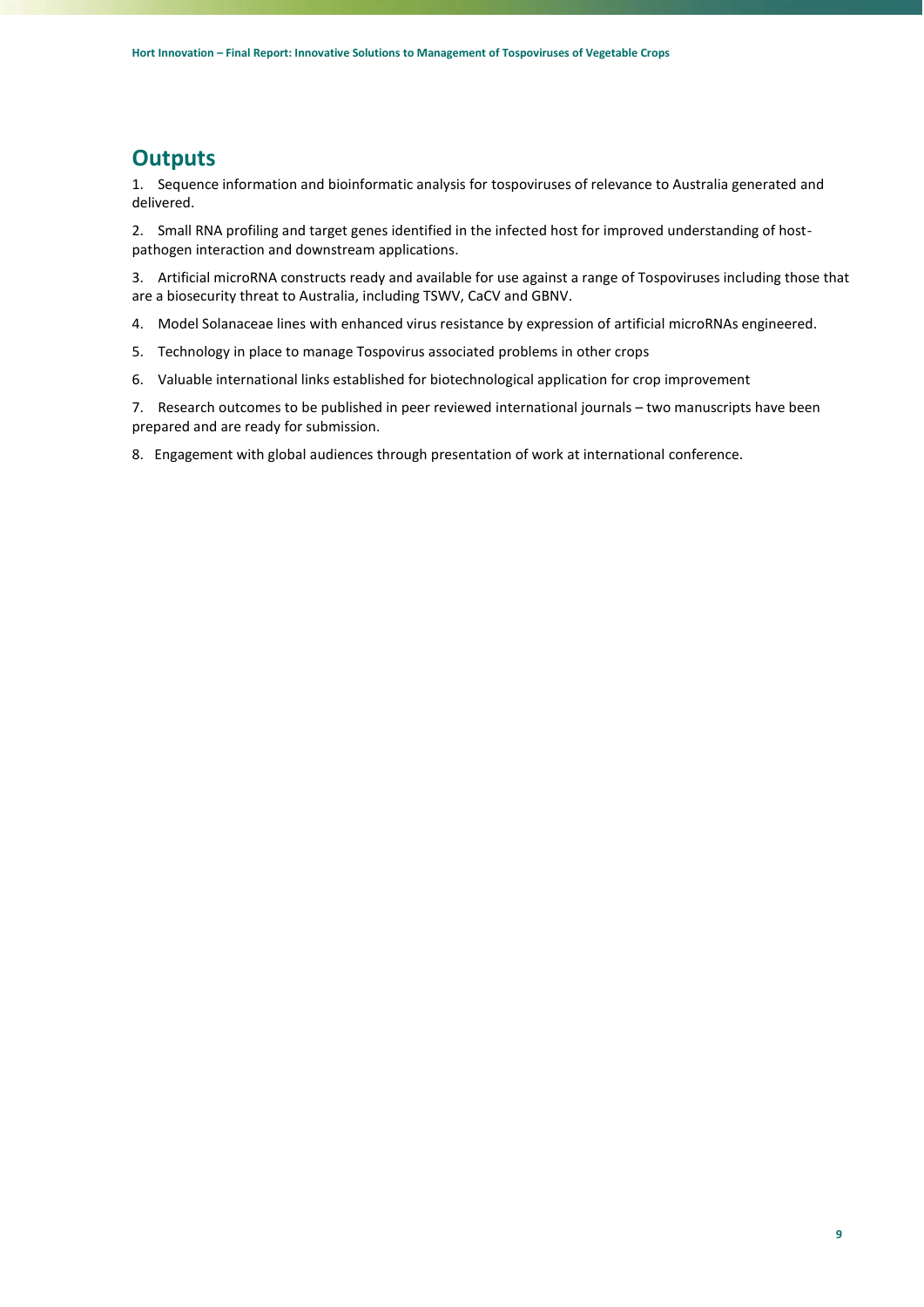## Outputs

1. Sequence information and bioinformatic analysis for tospoviruses of relevance to Australia generated and delivered.

2. Small RNA profiling and target genes identified in the infected host for improved understanding of host-pathogen interaction and downstream applications.

3. Artificial microRNA constructs ready and available for use against a range of Tospoviruses including those that are a biosecurity threat to Australia, including TSWV, CaCV and GBNV.

4. Model Solanaceae lines with enhanced virus resistance by expression of artificial microRNAs engineered.

5. Technology in place to manage Tospovirus associated problems in other crops

6. Valuable international links established for biotechnological application for crop improvement

7. Research outcomes to be published in peer reviewed international journals – two manuscripts have been prepared and are ready for submission.

8. Engagement with global audiences through presentation of work at international conference.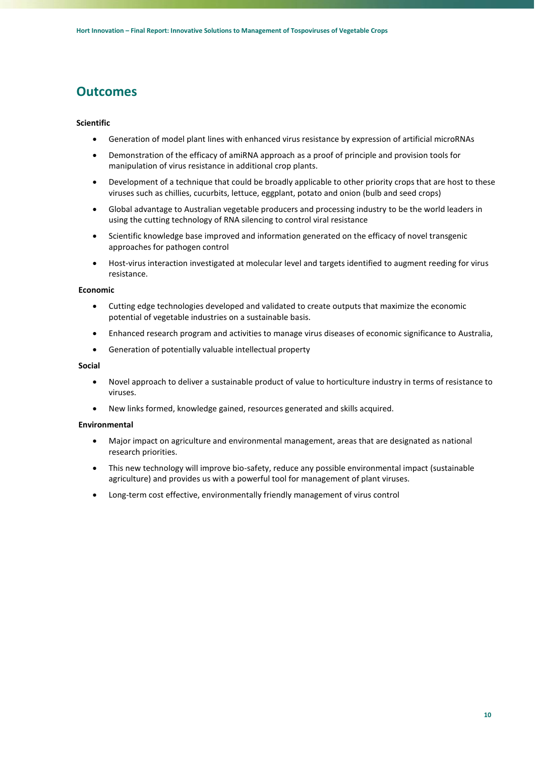## Outcomes

**Scientific**

- Generation of model plant lines with enhanced virus resistance by expression of artificial microRNAs
- Demonstration of the efficacy of amiRNA approach as a proof of principle and provision tools for manipulation of virus resistance in additional crop plants.
- Development of a technique that could be broadly applicable to other priority crops that are host to these viruses such as chillies, cucurbits, lettuce, eggplant, potato and onion (bulb and seed crops)
- Global advantage to Australian vegetable producers and processing industry to be the world leaders in using the cutting technology of RNA silencing to control viral resistance
- Scientific knowledge base improved and information generated on the efficacy of novel transgenic approaches for pathogen control
- Host-virus interaction investigated at molecular level and targets identified to augment reeding for virus resistance.

**Economic**

- Cutting edge technologies developed and validated to create outputs that maximize the economic potential of vegetable industries on a sustainable basis.
- Enhanced research program and activities to manage virus diseases of economic significance to Australia,
- Generation of potentially valuable intellectual property

**Social**

- Novel approach to deliver a sustainable product of value to horticulture industry in terms of resistance to viruses.
- New links formed, knowledge gained, resources generated and skills acquired.

**Environmental**

- Major impact on agriculture and environmental management, areas that are designated as national research priorities.
- This new technology will improve bio-safety, reduce any possible environmental impact (sustainable agriculture) and provides us with a powerful tool for management of plant viruses.
- Long-term cost effective, environmentally friendly management of virus control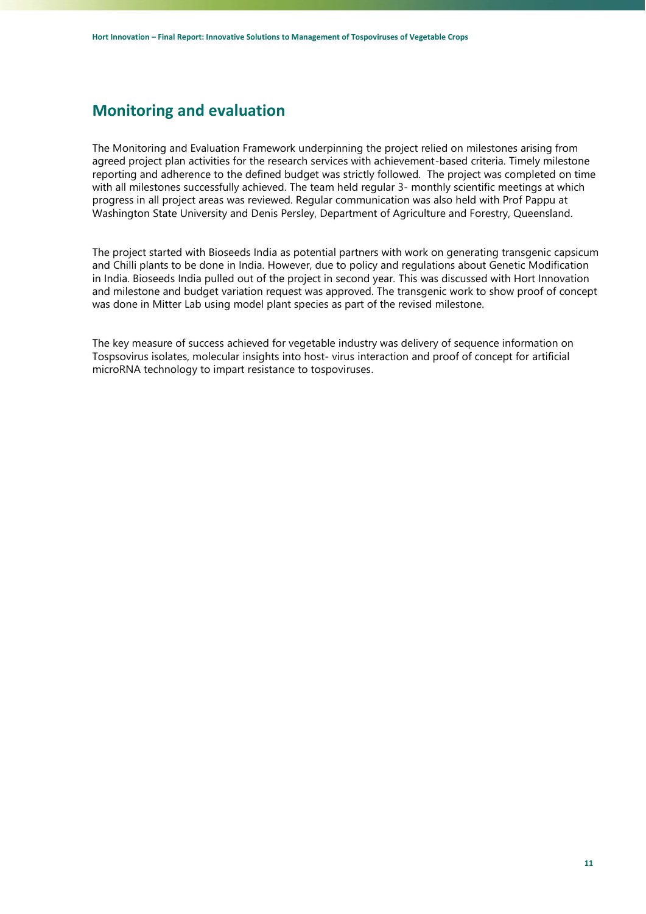## Monitoring and evaluation

The Monitoring and Evaluation Framework underpinning the project relied on milestones arising from agreed project plan activities for the research services with achievement-based criteria. Timely milestone reporting and adherence to the defined budget was strictly followed. The project was completed on time with all milestones successfully achieved. The team held regular 3- monthly scientific meetings at which progress in all project areas was reviewed. Regular communication was also held with Prof Pappu at Washington State University and Denis Persley, Department of Agriculture and Forestry, Queensland.

The project started with Bioseeds India as potential partners with work on generating transgenic capsicum and Chilli plants to be done in India. However, due to policy and regulations about Genetic Modification in India. Bioseeds India pulled out of the project in second year. This was discussed with Hort Innovation and milestone and budget variation request was approved. The transgenic work to show proof of concept was done in Mitter Lab using model plant species as part of the revised milestone.

The key measure of success achieved for vegetable industry was delivery of sequence information on Tospsovirus isolates, molecular insights into host- virus interaction and proof of concept for artificial microRNA technology to impart resistance to tospoviruses.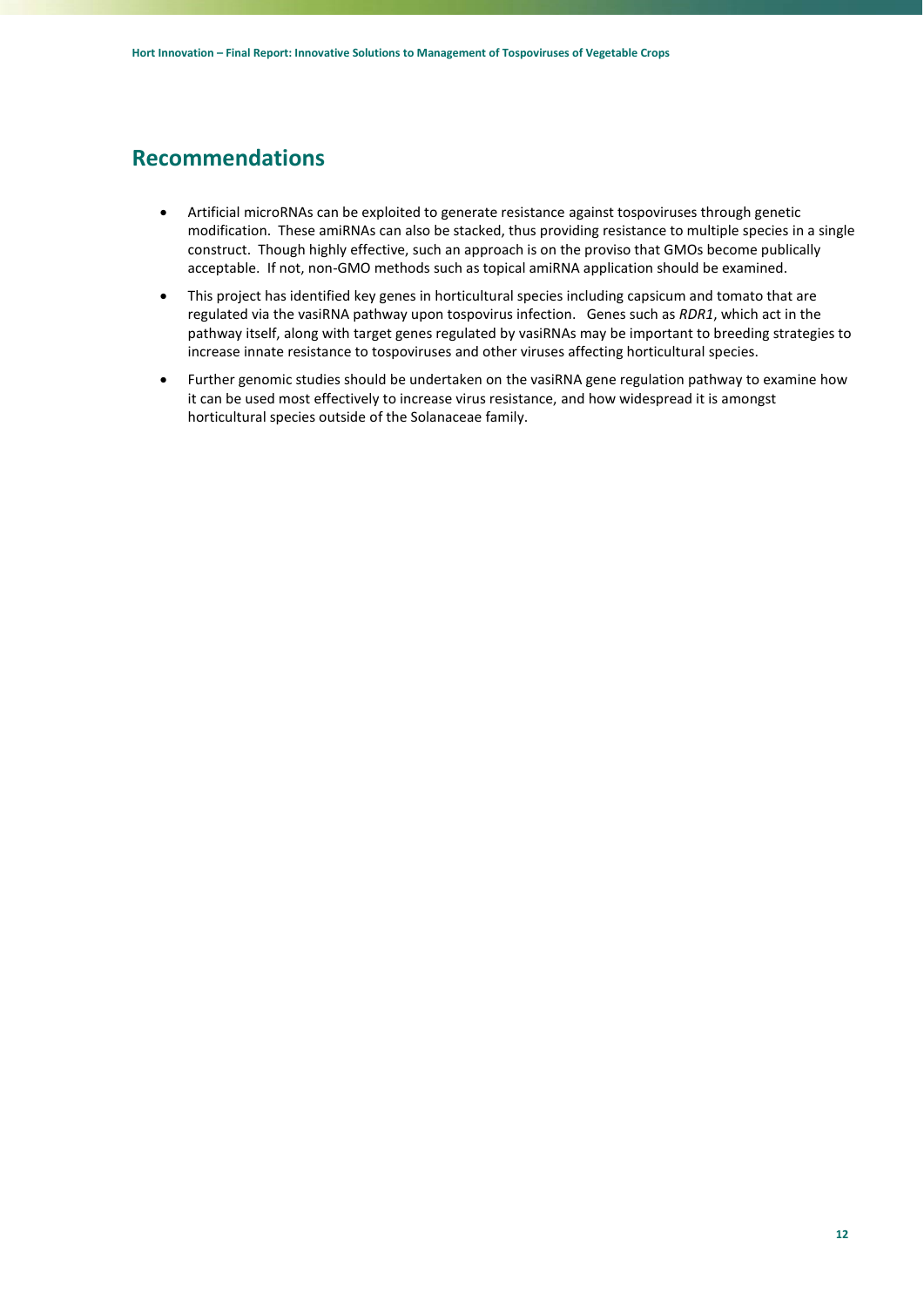## Recommendations

- Artificial microRNAs can be exploited to generate resistance against tospoviruses through genetic modification. These amiRNAs can also be stacked, thus providing resistance to multiple species in a single construct. Though highly effective, such an approach is on the proviso that GMOs become publically acceptable. If not, non-GMO methods such as topical amiRNA application should be examined.
- This project has identified key genes in horticultural species including capsicum and tomato that are regulated via the vasiRNA pathway upon tospovirus infection. Genes such as *RDR1*, which act in the pathway itself, along with target genes regulated by vasiRNAs may be important to breeding strategies to increase innate resistance to tospoviruses and other viruses affecting horticultural species.
- Further genomic studies should be undertaken on the vasiRNA gene regulation pathway to examine how it can be used most effectively to increase virus resistance, and how widespread it is amongst horticultural species outside of the Solanaceae family.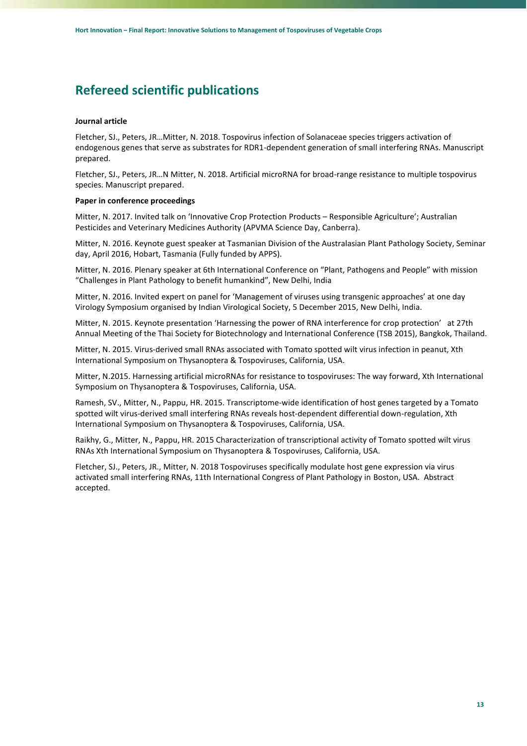## Refereed scientific publications

**Journal article**

Fletcher, SJ., Peters, JR…Mitter, N. 2018. Tospovirus infection of Solanaceae species triggers activation of endogenous genes that serve as substrates for RDR1-dependent generation of small interfering RNAs. Manuscript prepared.

Fletcher, SJ., Peters, JR…N Mitter, N. 2018. Artificial microRNA for broad-range resistance to multiple tospovirus species. Manuscript prepared.

**Paper in conference proceedings**

Mitter, N. 2017. Invited talk on 'Innovative Crop Protection Products – Responsible Agriculture'; Australian Pesticides and Veterinary Medicines Authority (APVMA Science Day, Canberra).

Mitter, N. 2016. Keynote guest speaker at Tasmanian Division of the Australasian Plant Pathology Society, Seminar day, April 2016, Hobart, Tasmania (Fully funded by APPS).

Mitter, N. 2016. Plenary speaker at 6th International Conference on "Plant, Pathogens and People" with mission "Challenges in Plant Pathology to benefit humankind", New Delhi, India

Mitter, N. 2016. Invited expert on panel for 'Management of viruses using transgenic approaches' at one day Virology Symposium organised by Indian Virological Society, 5 December 2015, New Delhi, India.

Mitter, N. 2015. Keynote presentation 'Harnessing the power of RNA interference for crop protection' at 27th Annual Meeting of the Thai Society for Biotechnology and International Conference (TSB 2015), Bangkok, Thailand.

Mitter, N. 2015. Virus-derived small RNAs associated with Tomato spotted wilt virus infection in peanut, Xth International Symposium on Thysanoptera & Tospoviruses, California, USA.

Mitter, N.2015. Harnessing artificial microRNAs for resistance to tospoviruses: The way forward, Xth International Symposium on Thysanoptera & Tospoviruses, California, USA.

Ramesh, SV., Mitter, N., Pappu, HR. 2015. Transcriptome-wide identification of host genes targeted by a Tomato spotted wilt virus-derived small interfering RNAs reveals host-dependent differential down-regulation, Xth International Symposium on Thysanoptera & Tospoviruses, California, USA.

Raikhy, G., Mitter, N., Pappu, HR. 2015 Characterization of transcriptional activity of Tomato spotted wilt virus RNAs Xth International Symposium on Thysanoptera & Tospoviruses, California, USA.

Fletcher, SJ., Peters, JR., Mitter, N. 2018 Tospoviruses specifically modulate host gene expression via virus activated small interfering RNAs, 11th International Congress of Plant Pathology in Boston, USA. Abstract accepted.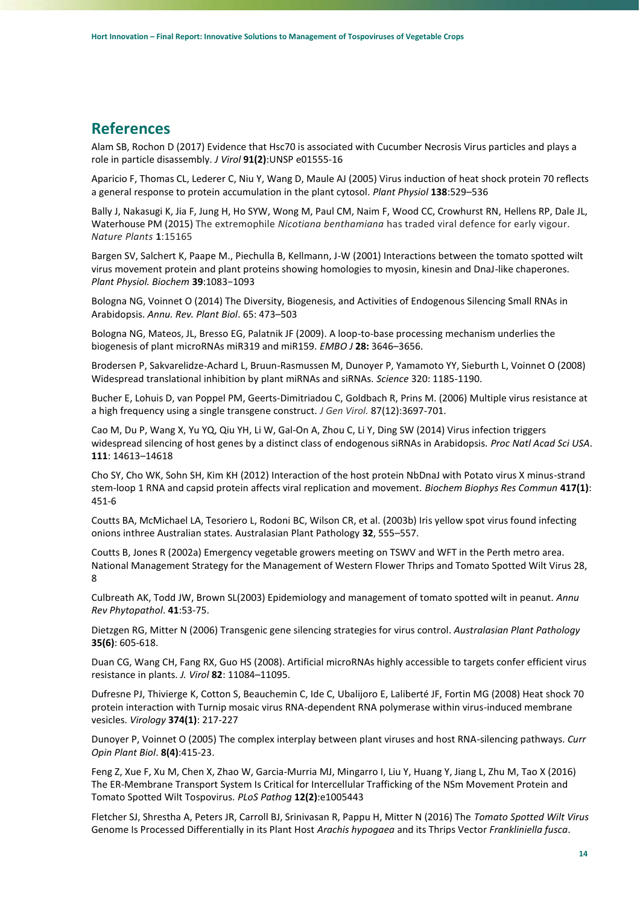## References

Alam SB, Rochon D (2017) Evidence that Hsc70 is associated with Cucumber Necrosis Virus particles and plays a role in particle disassembly. *J Virol* **91(2)**:UNSP e01555-16

Aparicio F, Thomas CL, Lederer C, Niu Y, Wang D, Maule AJ (2005) Virus induction of heat shock protein 70 reflects a general response to protein accumulation in the plant cytosol. *Plant Physiol* **138**:529–536

Bally J, Nakasugi K, Jia F, Jung H, Ho SYW, Wong M, Paul CM, Naim F, Wood CC, Crowhurst RN, Hellens RP, Dale JL, Waterhouse PM (2015) The extremophile *Nicotiana benthamiana* has traded viral defence for early vigour. *Nature Plants* **1**:15165

Bargen SV, Salchert K, Paape M., Piechulla B, Kellmann, J-W (2001) Interactions between the tomato spotted wilt virus movement protein and plant proteins showing homologies to myosin, kinesin and DnaJ-like chaperones. *Plant Physiol. Biochem* **39**:1083−1093

Bologna NG, Voinnet O (2014) The Diversity, Biogenesis, and Activities of Endogenous Silencing Small RNAs in Arabidopsis. *Annu. Rev. Plant Biol*. 65: 473–503

Bologna NG, Mateos, JL, Bresso EG, Palatnik JF (2009). A loop-to-base processing mechanism underlies the biogenesis of plant microRNAs miR319 and miR159. *EMBO J* **28:** 3646–3656.

Brodersen P, Sakvarelidze-Achard L, Bruun-Rasmussen M, Dunoyer P, Yamamoto YY, Sieburth L, Voinnet O (2008) Widespread translational inhibition by plant miRNAs and siRNAs. *Science* 320: 1185-1190.

Bucher E, Lohuis D, van Poppel PM, Geerts-Dimitriadou C, Goldbach R, Prins M. (2006) Multiple virus resistance at a high frequency using a single transgene construct. *J Gen Virol.* 87(12):3697-701.

Cao M, Du P, Wang X, Yu YQ, Qiu YH, Li W, Gal-On A, Zhou C, Li Y, Ding SW (2014) Virus infection triggers widespread silencing of host genes by a distinct class of endogenous siRNAs in Arabidopsis. *Proc Natl Acad Sci USA*. **111**: 14613–14618

Cho SY, Cho WK, Sohn SH, Kim KH (2012) Interaction of the host protein NbDnaJ with Potato virus X minus-strand stem-loop 1 RNA and capsid protein affects viral replication and movement. *Biochem Biophys Res Commun* **417(1)**: 451-6

Coutts BA, McMichael LA, Tesoriero L, Rodoni BC, Wilson CR, et al. (2003b) Iris yellow spot virus found infecting onions inthree Australian states. Australasian Plant Pathology **32**, 555–557.

Coutts B, Jones R (2002a) Emergency vegetable growers meeting on TSWV and WFT in the Perth metro area. National Management Strategy for the Management of Western Flower Thrips and Tomato Spotted Wilt Virus 28, 8

Culbreath AK, Todd JW, Brown SL(2003) Epidemiology and management of tomato spotted wilt in peanut. *Annu Rev Phytopathol*. **41**:53-75.

Dietzgen RG, Mitter N (2006) Transgenic gene silencing strategies for virus control. *Australasian Plant Pathology* **35(6)**: 605-618.

Duan CG, Wang CH, Fang RX, Guo HS (2008). Artificial microRNAs highly accessible to targets confer efficient virus resistance in plants. *J. Virol* **82**: 11084–11095.

Dufresne PJ, Thivierge K, Cotton S, Beauchemin C, Ide C, Ubalijoro E, Laliberté JF, Fortin MG (2008) Heat shock 70 protein interaction with Turnip mosaic virus RNA-dependent RNA polymerase within virus-induced membrane vesicles. *Virology* **374(1)**: 217-227

Dunoyer P, Voinnet O (2005) The complex interplay between plant viruses and host RNA-silencing pathways. *Curr Opin Plant Biol*. **8(4)**:415-23.

Feng Z, Xue F, Xu M, Chen X, Zhao W, Garcia-Murria MJ, Mingarro I, Liu Y, Huang Y, Jiang L, Zhu M, Tao X (2016) The ER-Membrane Transport System Is Critical for Intercellular Trafficking of the NSm Movement Protein and Tomato Spotted Wilt Tospovirus. *PLoS Pathog* **12(2)**:e1005443

Fletcher SJ, Shrestha A, Peters JR, Carroll BJ, Srinivasan R, Pappu H, Mitter N (2016) The *Tomato Spotted Wilt Virus* Genome Is Processed Differentially in its Plant Host *Arachis hypogaea* and its Thrips Vector *Frankliniella fusca*.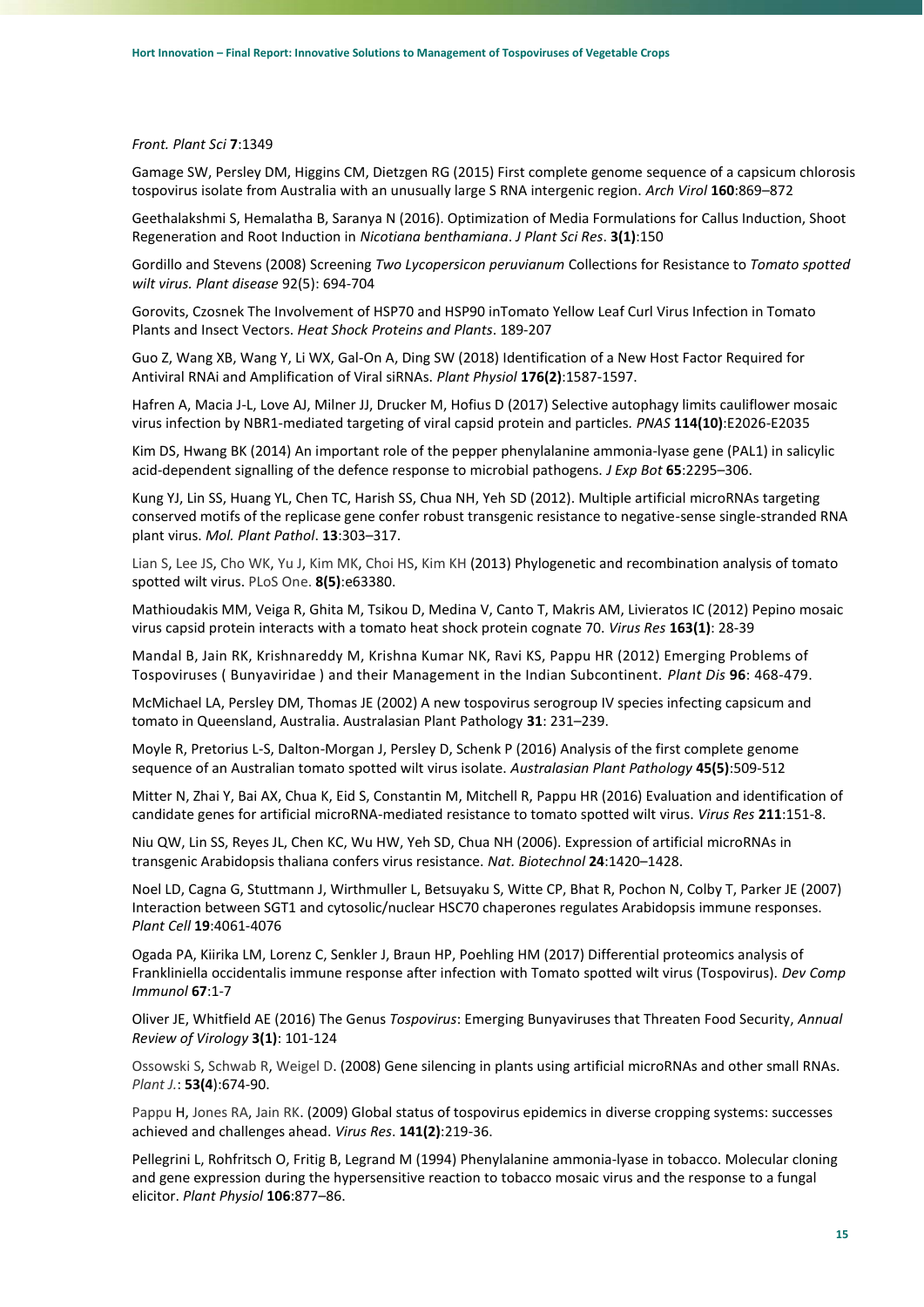*Front. Plant Sci* **7**:1349

Gamage SW, Persley DM, Higgins CM, Dietzgen RG (2015) First complete genome sequence of a capsicum chlorosis tospovirus isolate from Australia with an unusually large S RNA intergenic region. *Arch Virol* **160**:869–872

Geethalakshmi S, Hemalatha B, Saranya N (2016). Optimization of Media Formulations for Callus Induction, Shoot Regeneration and Root Induction in *Nicotiana benthamiana*. *J Plant Sci Res*. **3(1)**:150

Gordillo and Stevens (2008) Screening *Two Lycopersicon peruvianum* Collections for Resistance to *Tomato spotted wilt virus. Plant disease* 92(5): 694-704

Gorovits, Czosnek The Involvement of HSP70 and HSP90 inTomato Yellow Leaf Curl Virus Infection in Tomato Plants and Insect Vectors. *Heat Shock Proteins and Plants*. 189-207

Guo Z, Wang XB, Wang Y, Li WX, Gal-On A, Ding SW (2018) Identification of a New Host Factor Required for Antiviral RNAi and Amplification of Viral siRNAs. *Plant Physiol* **176(2)**:1587-1597.

Hafren A, Macia J-L, Love AJ, Milner JJ, Drucker M, Hofius D (2017) Selective autophagy limits cauliflower mosaic virus infection by NBR1-mediated targeting of viral capsid protein and particles. *PNAS* **114(10)**:E2026-E2035

Kim DS, Hwang BK (2014) An important role of the pepper phenylalanine ammonia-lyase gene (PAL1) in salicylic acid-dependent signalling of the defence response to microbial pathogens. *J Exp Bot* **65**:2295–306.

Kung YJ, Lin SS, Huang YL, Chen TC, Harish SS, Chua NH, Yeh SD (2012). Multiple artificial microRNAs targeting conserved motifs of the replicase gene confer robust transgenic resistance to negative-sense single-stranded RNA plant virus. *Mol. Plant Pathol*. **13**:303–317.

Lian S, Lee JS, Cho WK, Yu J, Kim MK, Choi HS, Kim KH (2013) Phylogenetic and recombination analysis of tomato spotted wilt virus. PLoS One. **8(5)**:e63380.

Mathioudakis MM, Veiga R, Ghita M, Tsikou D, Medina V, Canto T, Makris AM, Livieratos IC (2012) Pepino mosaic virus capsid protein interacts with a tomato heat shock protein cognate 70. *Virus Res* **163(1)**: 28-39

Mandal B, Jain RK, Krishnareddy M, Krishna Kumar NK, Ravi KS, Pappu HR (2012) Emerging Problems of Tospoviruses ( Bunyaviridae ) and their Management in the Indian Subcontinent. *Plant Dis* **96**: 468-479.

McMichael LA, Persley DM, Thomas JE (2002) A new tospovirus serogroup IV species infecting capsicum and tomato in Queensland, Australia. Australasian Plant Pathology **31**: 231–239.

Moyle R, Pretorius L-S, Dalton-Morgan J, Persley D, Schenk P (2016) Analysis of the first complete genome sequence of an Australian tomato spotted wilt virus isolate. *Australasian Plant Pathology* **45(5)**:509-512

Mitter N, Zhai Y, Bai AX, Chua K, Eid S, Constantin M, Mitchell R, Pappu HR (2016) Evaluation and identification of candidate genes for artificial microRNA-mediated resistance to tomato spotted wilt virus. *Virus Res* **211**:151-8.

Niu QW, Lin SS, Reyes JL, Chen KC, Wu HW, Yeh SD, Chua NH (2006). Expression of artificial microRNAs in transgenic Arabidopsis thaliana confers virus resistance. *Nat. Biotechnol* **24**:1420–1428.

Noel LD, Cagna G, Stuttmann J, Wirthmuller L, Betsuyaku S, Witte CP, Bhat R, Pochon N, Colby T, Parker JE (2007) Interaction between SGT1 and cytosolic/nuclear HSC70 chaperones regulates Arabidopsis immune responses. *Plant Cell* **19**:4061-4076

Ogada PA, Kiirika LM, Lorenz C, Senkler J, Braun HP, Poehling HM (2017) Differential proteomics analysis of Frankliniella occidentalis immune response after infection with Tomato spotted wilt virus (Tospovirus). *Dev Comp Immunol* **67**:1-7

Oliver JE, Whitfield AE (2016) The Genus *Tospovirus*: Emerging Bunyaviruses that Threaten Food Security, *Annual Review of Virology* **3(1)**: 101-124

Ossowski S, Schwab R, Weigel D. (2008) Gene silencing in plants using artificial microRNAs and other small RNAs. *Plant J.*: **53(4)**:674-90.

Pappu H, Jones RA, Jain RK. (2009) Global status of tospovirus epidemics in diverse cropping systems: successes achieved and challenges ahead. *Virus Res*. **141(2)**:219-36.

Pellegrini L, Rohfritsch O, Fritig B, Legrand M (1994) Phenylalanine ammonia-lyase in tobacco. Molecular cloning and gene expression during the hypersensitive reaction to tobacco mosaic virus and the response to a fungal elicitor. *Plant Physiol* **106**:877–86.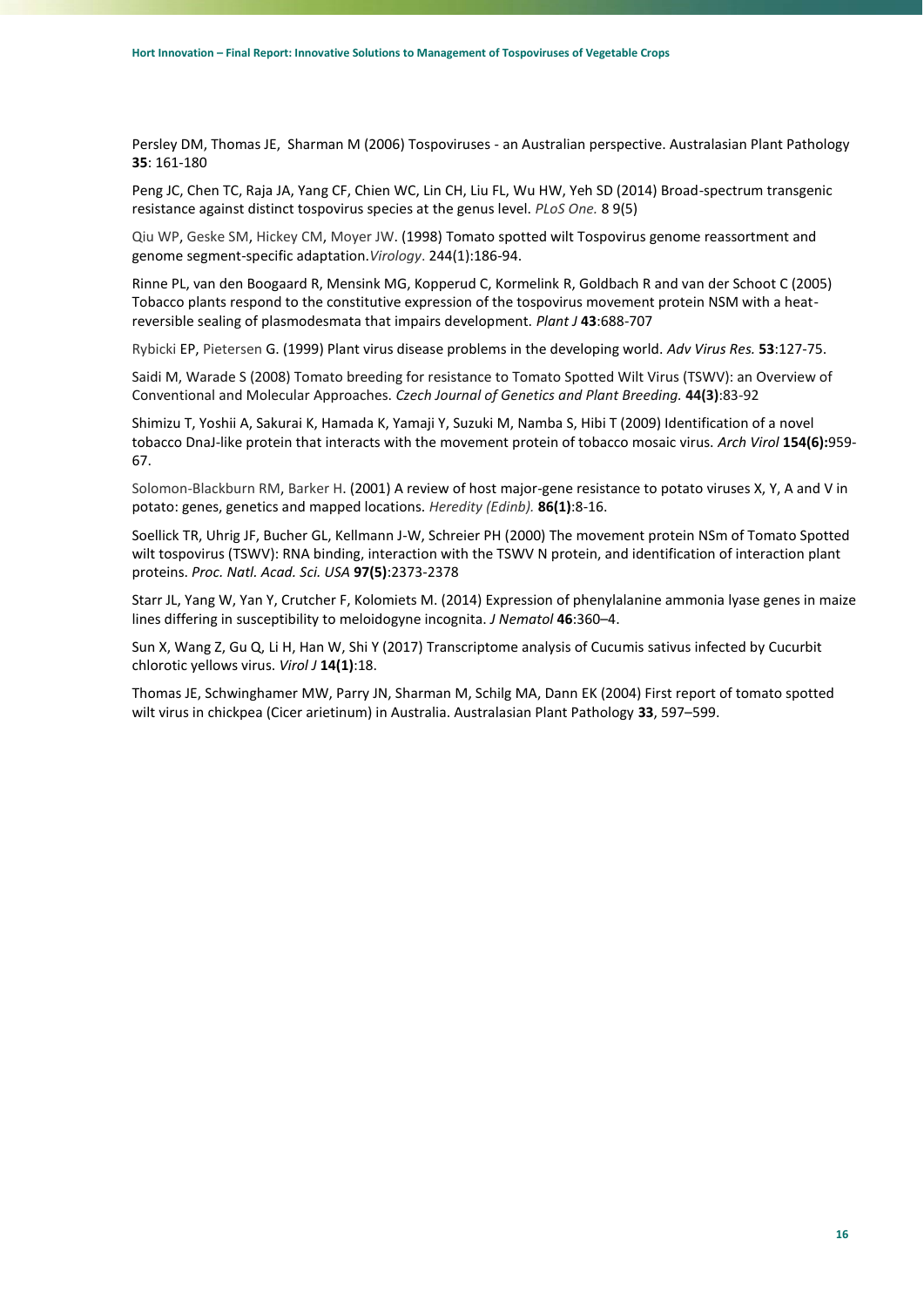Persley DM, Thomas JE, Sharman M (2006) Tospoviruses - an Australian perspective. Australasian Plant Pathology **35**: 161-180

Peng JC, Chen TC, Raja JA, Yang CF, Chien WC, Lin CH, Liu FL, Wu HW, Yeh SD (2014) Broad-spectrum transgenic resistance against distinct tospovirus species at the genus level. *PLoS One.* 8 9(5)

Qiu WP, Geske SM, Hickey CM, Moyer JW. (1998) Tomato spotted wilt Tospovirus genome reassortment and genome segment-specific adaptation.*Virology*. 244(1):186-94.

Rinne PL, van den Boogaard R, Mensink MG, Kopperud C, Kormelink R, Goldbach R and van der Schoot C (2005) Tobacco plants respond to the constitutive expression of the tospovirus movement protein NSM with a heat-reversible sealing of plasmodesmata that impairs development. *Plant J* **43**:688-707

Rybicki EP, Pietersen G. (1999) Plant virus disease problems in the developing world. *Adv Virus Res.* **53**:127-75.

Saidi M, Warade S (2008) Tomato breeding for resistance to Tomato Spotted Wilt Virus (TSWV): an Overview of Conventional and Molecular Approaches. *Czech Journal of Genetics and Plant Breeding.* **44(3)**:83-92

Shimizu T, Yoshii A, Sakurai K, Hamada K, Yamaji Y, Suzuki M, Namba S, Hibi T (2009) Identification of a novel tobacco DnaJ-like protein that interacts with the movement protein of tobacco mosaic virus. *Arch Virol* **154(6):**959-67.

Solomon-Blackburn RM, Barker H. (2001) A review of host major-gene resistance to potato viruses X, Y, A and V in potato: genes, genetics and mapped locations. *Heredity (Edinb).* **86(1)**:8-16.

Soellick TR, Uhrig JF, Bucher GL, Kellmann J-W, Schreier PH (2000) The movement protein NSm of Tomato Spotted wilt tospovirus (TSWV): RNA binding, interaction with the TSWV N protein, and identification of interaction plant proteins. *Proc. Natl. Acad. Sci. USA* **97(5)**:2373-2378

Starr JL, Yang W, Yan Y, Crutcher F, Kolomiets M. (2014) Expression of phenylalanine ammonia lyase genes in maize lines differing in susceptibility to meloidogyne incognita. *J Nematol* **46**:360–4.

Sun X, Wang Z, Gu Q, Li H, Han W, Shi Y (2017) Transcriptome analysis of Cucumis sativus infected by Cucurbit chlorotic yellows virus. *Virol J* **14(1)**:18.

Thomas JE, Schwinghamer MW, Parry JN, Sharman M, Schilg MA, Dann EK (2004) First report of tomato spotted wilt virus in chickpea (Cicer arietinum) in Australia. Australasian Plant Pathology **33**, 597–599.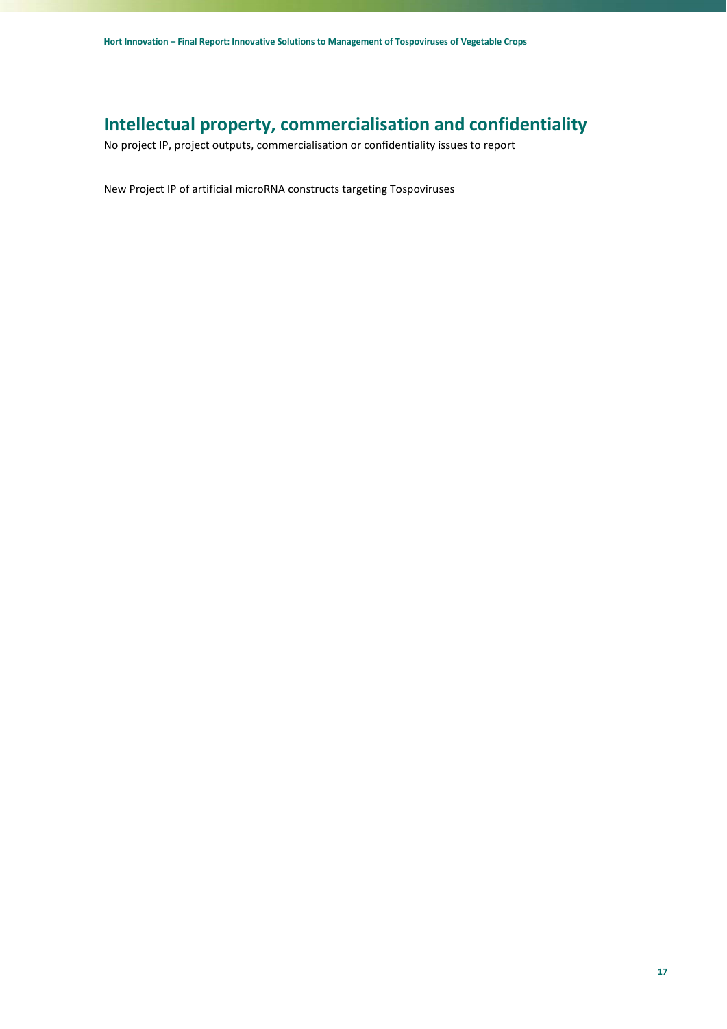# Intellectual property, commercialisation and confidentiality

No project IP, project outputs, commercialisation or confidentiality issues to report

New Project IP of artificial microRNA constructs targeting Tospoviruses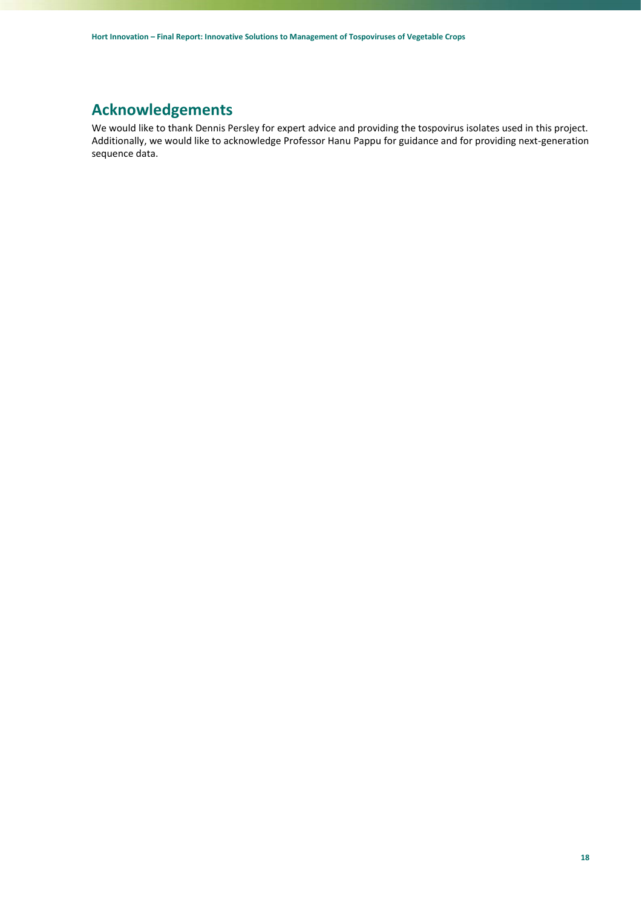## Acknowledgements

We would like to thank Dennis Persley for expert advice and providing the tospovirus isolates used in this project. Additionally, we would like to acknowledge Professor Hanu Pappu for guidance and for providing next-generation sequence data.